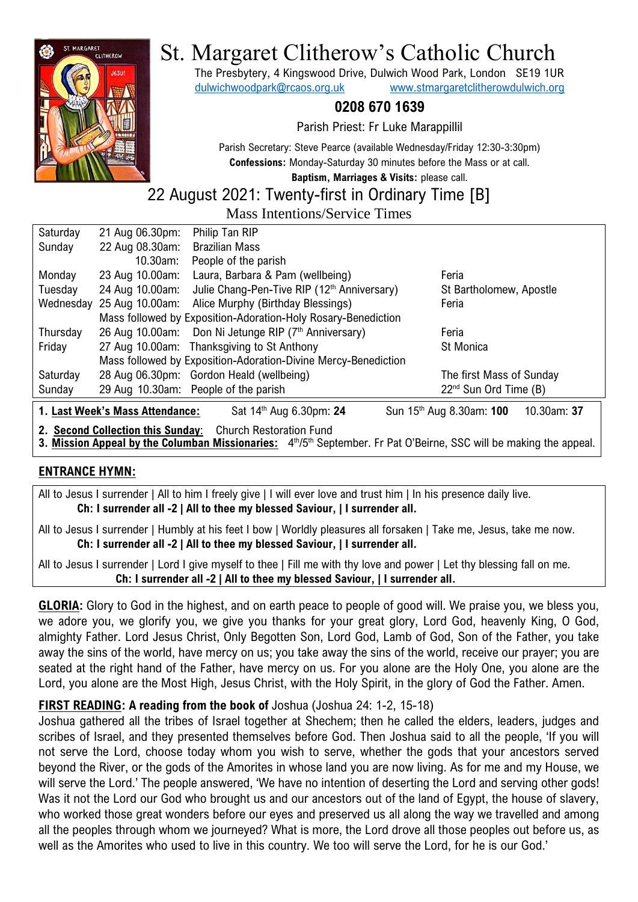# St. Margaret Clitherow's Catholic Church

The Presbytery, 4 Kingswood Drive, Dulwich Wood Park, London SE19 1UR
dulwichwoodpark@rcaos.org.uk www.stmargaretclitherowdulwich.org

**0208 670 1639**

Parish Priest: Fr Luke Marappillil

Parish Secretary: Steve Pearce (available Wednesday/Friday 12:30-3:30pm)
**Confessions:** Monday-Saturday 30 minutes before the Mass or at call.
**Baptism, Marriages & Visits:** please call.

## 22 August 2021: Twenty-first in Ordinary Time [B]

### Mass Intentions/Service Times

| | | | |
|---|---|---|---|
| Saturday | 21 Aug 06.30pm: | Philip Tan RIP | |
| Sunday | 22 Aug 08.30am: | Brazilian Mass | |
| | 10.30am: | People of the parish | |
| Monday | 23 Aug 10.00am: | Laura, Barbara & Pam (wellbeing) | Feria |
| Tuesday | 24 Aug 10.00am: | Julie Chang-Pen-Tive RIP (12th Anniversary) | St Bartholomew, Apostle |
| Wednesday | 25 Aug 10.00am: | Alice Murphy (Birthday Blessings) | Feria |
| | Mass followed by Exposition-Adoration-Holy Rosary-Benediction | | |
| Thursday | 26 Aug 10.00am: | Don Ni Jetunge RIP (7th Anniversary) | Feria |
| Friday | 27 Aug 10.00am: | Thanksgiving to St Anthony | St Monica |
| | Mass followed by Exposition-Adoration-Divine Mercy-Benediction | | |
| Saturday | 28 Aug 06.30pm: | Gordon Heald (wellbeing) | The first Mass of Sunday |
| Sunday | 29 Aug 10.30am: | People of the parish | 22nd Sun Ord Time (B) |

1. **Last Week's Mass Attendance:** Sat 14th Aug 6.30pm: **24** Sun 15th Aug 8.30am: **100** 10.30am: **37**

2. **Second Collection this Sunday:** Church Restoration Fund

3. **Mission Appeal by the Columban Missionaries:** 4th/5th September. Fr Pat O'Beirne, SSC will be making the appeal.

**ENTRANCE HYMN:**

All to Jesus I surrender | All to him I freely give | I will ever love and trust him | In his presence daily live.
**Ch: I surrender all -2 | All to thee my blessed Saviour, | I surrender all.**

All to Jesus I surrender | Humbly at his feet I bow | Worldly pleasures all forsaken | Take me, Jesus, take me now.
**Ch: I surrender all -2 | All to thee my blessed Saviour, | I surrender all.**

All to Jesus I surrender | Lord I give myself to thee | Fill me with thy love and power | Let thy blessing fall on me.
**Ch: I surrender all -2 | All to thee my blessed Saviour, | I surrender all.**

**GLORIA:** Glory to God in the highest, and on earth peace to people of good will. We praise you, we bless you, we adore you, we glorify you, we give you thanks for your great glory, Lord God, heavenly King, O God, almighty Father. Lord Jesus Christ, Only Begotten Son, Lord God, Lamb of God, Son of the Father, you take away the sins of the world, have mercy on us; you take away the sins of the world, receive our prayer; you are seated at the right hand of the Father, have mercy on us. For you alone are the Holy One, you alone are the Lord, you alone are the Most High, Jesus Christ, with the Holy Spirit, in the glory of God the Father. Amen.

**FIRST READING: A reading from the book of** Joshua (Joshua 24: 1-2, 15-18)

Joshua gathered all the tribes of Israel together at Shechem; then he called the elders, leaders, judges and scribes of Israel, and they presented themselves before God. Then Joshua said to all the people, 'If you will not serve the Lord, choose today whom you wish to serve, whether the gods that your ancestors served beyond the River, or the gods of the Amorites in whose land you are now living. As for me and my House, we will serve the Lord.' The people answered, 'We have no intention of deserting the Lord and serving other gods! Was it not the Lord our God who brought us and our ancestors out of the land of Egypt, the house of slavery, who worked those great wonders before our eyes and preserved us all along the way we travelled and among all the peoples through whom we journeyed? What is more, the Lord drove all those peoples out before us, as well as the Amorites who used to live in this country. We too will serve the Lord, for he is our God.'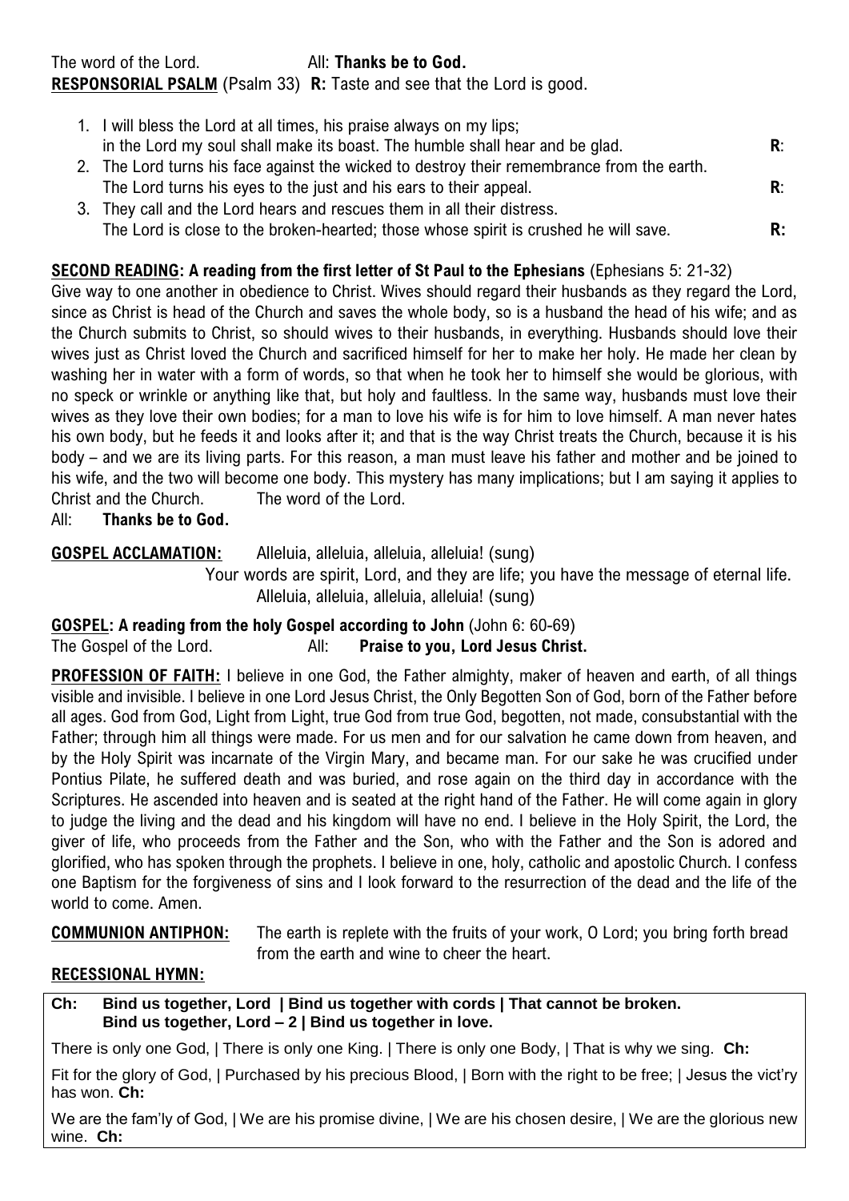The word of the Lord. All: **Thanks be to God.**

**RESPONSORIAL PSALM** (Psalm 33) **R:** Taste and see that the Lord is good.

1. I will bless the Lord at all times, his praise always on my lips; in the Lord my soul shall make its boast. The humble shall hear and be glad. **R**:
2. The Lord turns his face against the wicked to destroy their remembrance from the earth. The Lord turns his eyes to the just and his ears to their appeal. **R**:
3. They call and the Lord hears and rescues them in all their distress. The Lord is close to the broken-hearted; those whose spirit is crushed he will save. **R:**

**SECOND READING: A reading from the first letter of St Paul to the Ephesians** (Ephesians 5: 21-32)

Give way to one another in obedience to Christ. Wives should regard their husbands as they regard the Lord, since as Christ is head of the Church and saves the whole body, so is a husband the head of his wife; and as the Church submits to Christ, so should wives to their husbands, in everything. Husbands should love their wives just as Christ loved the Church and sacrificed himself for her to make her holy. He made her clean by washing her in water with a form of words, so that when he took her to himself she would be glorious, with no speck or wrinkle or anything like that, but holy and faultless. In the same way, husbands must love their wives as they love their own bodies; for a man to love his wife is for him to love himself. A man never hates his own body, but he feeds it and looks after it; and that is the way Christ treats the Church, because it is his body – and we are its living parts. For this reason, a man must leave his father and mother and be joined to his wife, and the two will become one body. This mystery has many implications; but I am saying it applies to Christ and the Church. The word of the Lord.

All: **Thanks be to God.**

**GOSPEL ACCLAMATION:** Alleluia, alleluia, alleluia, alleluia! (sung)
Your words are spirit, Lord, and they are life; you have the message of eternal life.
Alleluia, alleluia, alleluia, alleluia! (sung)

**GOSPEL: A reading from the holy Gospel according to John** (John 6: 60-69)

The Gospel of the Lord. All: **Praise to you, Lord Jesus Christ.**

**PROFESSION OF FAITH:** I believe in one God, the Father almighty, maker of heaven and earth, of all things visible and invisible. I believe in one Lord Jesus Christ, the Only Begotten Son of God, born of the Father before all ages. God from God, Light from Light, true God from true God, begotten, not made, consubstantial with the Father; through him all things were made. For us men and for our salvation he came down from heaven, and by the Holy Spirit was incarnate of the Virgin Mary, and became man. For our sake he was crucified under Pontius Pilate, he suffered death and was buried, and rose again on the third day in accordance with the Scriptures. He ascended into heaven and is seated at the right hand of the Father. He will come again in glory to judge the living and the dead and his kingdom will have no end. I believe in the Holy Spirit, the Lord, the giver of life, who proceeds from the Father and the Son, who with the Father and the Son is adored and glorified, who has spoken through the prophets. I believe in one, holy, catholic and apostolic Church. I confess one Baptism for the forgiveness of sins and I look forward to the resurrection of the dead and the life of the world to come. Amen.

**COMMUNION ANTIPHON:** The earth is replete with the fruits of your work, O Lord; you bring forth bread from the earth and wine to cheer the heart.

**RECESSIONAL HYMN:**

**Ch: Bind us together, Lord | Bind us together with cords | That cannot be broken.
Bind us together, Lord – 2 | Bind us together in love.**

There is only one God, | There is only one King. | There is only one Body, | That is why we sing. **Ch:**

Fit for the glory of God, | Purchased by his precious Blood, | Born with the right to be free; | Jesus the vict'ry has won. **Ch:**

We are the fam'ly of God, | We are his promise divine, | We are his chosen desire, | We are the glorious new wine. **Ch:**